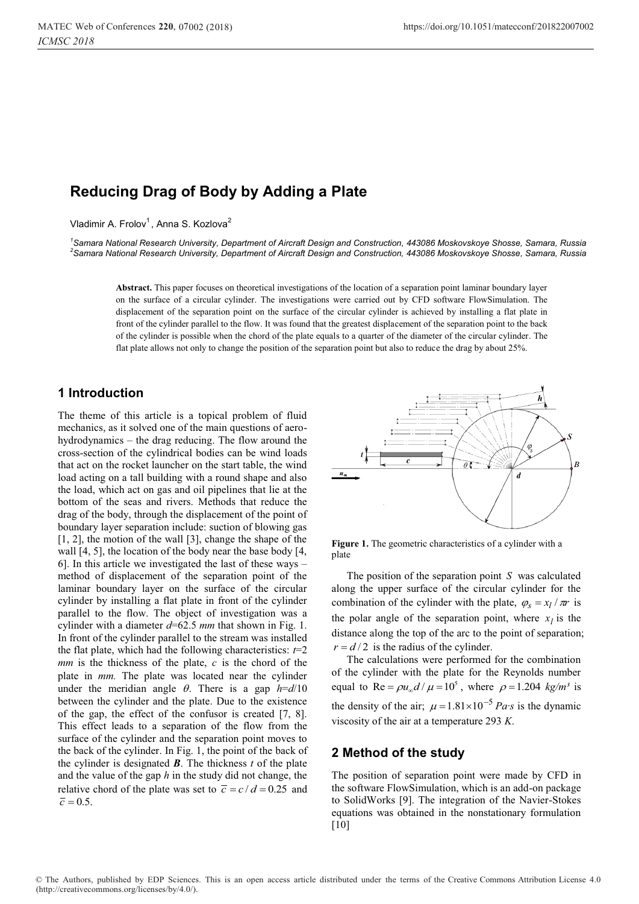# Reducing Drag of Body by Adding a Plate

Vladimir A. Frolov[1], Anna S. Kozlova[2]

[1]Samara National Research University, Department of Aircraft Design and Construction, 443086 Moskovskoye Shosse, Samara, Russia
[2]Samara National Research University, Department of Aircraft Design and Construction, 443086 Moskovskoye Shosse, Samara, Russia

**Abstract.** This paper focuses on theoretical investigations of the location of a separation point laminar boundary layer on the surface of a circular cylinder. The investigations were carried out by CFD software FlowSimulation. The displacement of the separation point on the surface of the circular cylinder is achieved by installing a flat plate in front of the cylinder parallel to the flow. It was found that the greatest displacement of the separation point to the back of the cylinder is possible when the chord of the plate equals to a quarter of the diameter of the circular cylinder. The flat plate allows not only to change the position of the separation point but also to reduce the drag by about 25%.

## 1 Introduction

The theme of this article is a topical problem of fluid mechanics, as it solved one of the main questions of aero-hydrodynamics – the drag reducing. The flow around the cross-section of the cylindrical bodies can be wind loads that act on the rocket launcher on the start table, the wind load acting on a tall building with a round shape and also the load, which act on gas and oil pipelines that lie at the bottom of the seas and rivers. Methods that reduce the drag of the body, through the displacement of the point of boundary layer separation include: suction of blowing gas [1, 2], the motion of the wall [3], change the shape of the wall [4, 5], the location of the body near the base body [4, 6]. In this article we investigated the last of these ways – method of displacement of the separation point of the laminar boundary layer on the surface of the circular cylinder by installing a flat plate in front of the cylinder parallel to the flow. The object of investigation was a cylinder with a diameter $d$=62.5 *mm* that shown in Fig. 1. In front of the cylinder parallel to the stream was installed the flat plate, which had the following characteristics: $t$=2 *mm* is the thickness of the plate, $c$ is the chord of the plate in *mm.* The plate was located near the cylinder under the meridian angle $\theta$. There is a gap $h$=$d$/10 between the cylinder and the plate. Due to the existence of the gap, the effect of the confusor is created [7, 8]. This effect leads to a separation of the flow from the surface of the cylinder and the separation point moves to the back of the cylinder. In Fig. 1, the point of the back of the cylinder is designated ***B***. The thickness $t$ of the plate and the value of the gap $h$ in the study did not change, the relative chord of the plate was set to $\bar{c} = c/d = 0.25$ and $\bar{c} = 0.5$.

**Figure 1.** The geometric characteristics of a cylinder with a plate

The position of the separation point $S$ was calculated along the upper surface of the circular cylinder for the combination of the cylinder with the plate, $\varphi_S = x_l / \pi r$ is the polar angle of the separation point, where $x_l$ is the distance along the top of the arc to the point of separation; $r = d/2$ is the radius of the cylinder.

The calculations were performed for the combination of the cylinder with the plate for the Reynolds number equal to $\text{Re} = \rho u_\infty d / \mu = 10^5$, where $\rho = 1.204$ *kg/m³* is the density of the air; $\mu = 1.81 \times 10^{-5}$ *Pa·s* is the dynamic viscosity of the air at a temperature 293 *K*.

## 2 Method of the study

The position of separation point were made by CFD in the software FlowSimulation, which is an add-on package to SolidWorks [9]. The integration of the Navier-Stokes equations was obtained in the nonstationary formulation [10]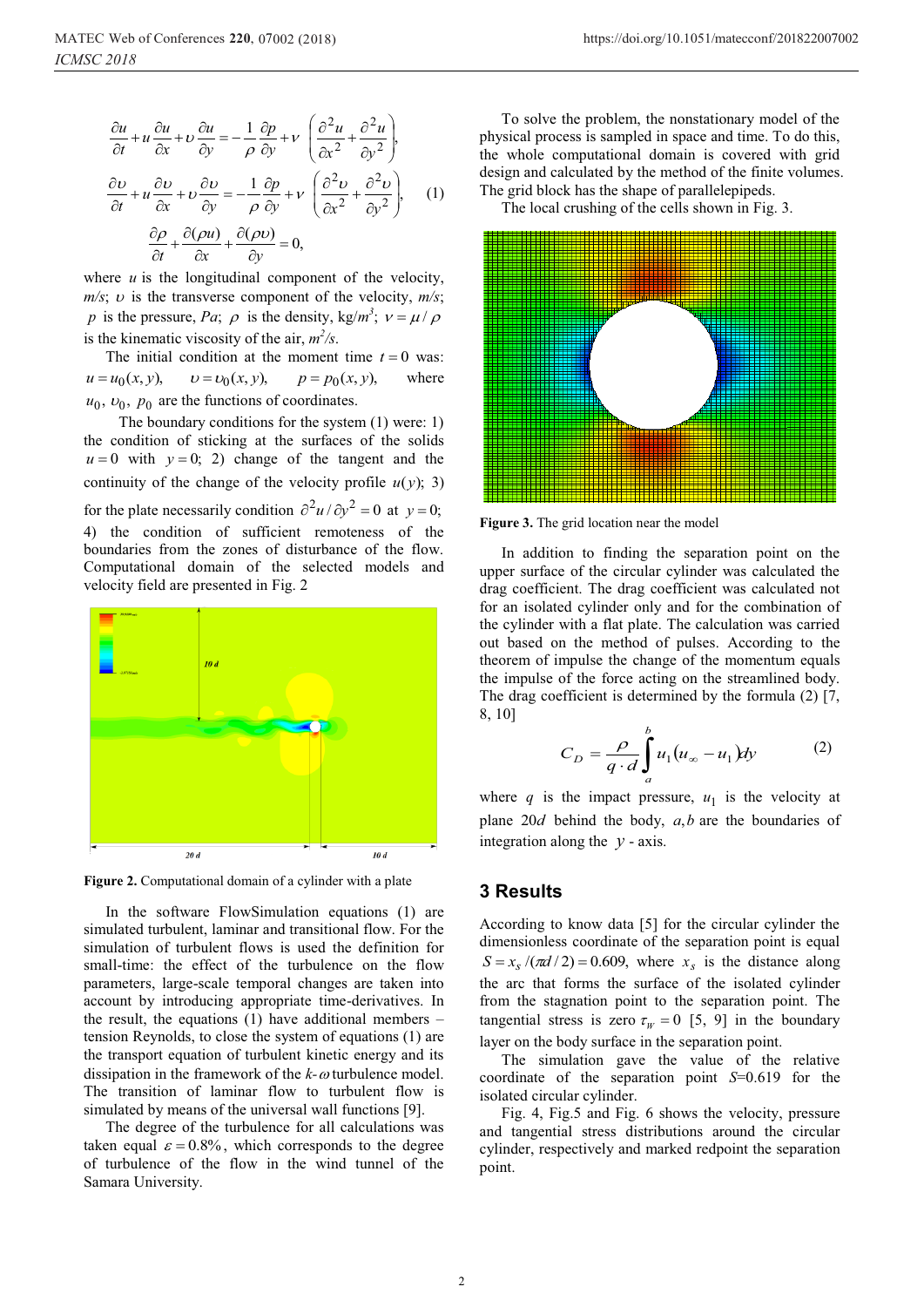$$\frac{\partial u}{\partial t}+u\frac{\partial u}{\partial x}+\upsilon\frac{\partial u}{\partial y}=-\frac{1}{\rho}\frac{\partial p}{\partial y}+\nu\left(\frac{\partial^2 u}{\partial x^2}+\frac{\partial^2 u}{\partial y^2}\right),$$

$$\frac{\partial \upsilon}{\partial t}+u\frac{\partial \upsilon}{\partial x}+\upsilon\frac{\partial \upsilon}{\partial y}=-\frac{1}{\rho}\frac{\partial p}{\partial y}+\nu\left(\frac{\partial^2 \upsilon}{\partial x^2}+\frac{\partial^2 \upsilon}{\partial y^2}\right), \quad (1)$$

$$\frac{\partial \rho}{\partial t}+\frac{\partial(\rho u)}{\partial x}+\frac{\partial(\rho \upsilon)}{\partial y}=0,$$

where $u$ is the longitudinal component of the velocity, *m/s*; $\upsilon$ is the transverse component of the velocity, *m/s*; $p$ is the pressure, *Pa*; $\rho$ is the density, kg/$m^3$; $\nu=\mu/\rho$ is the kinematic viscosity of the air, $m^2/s$.

The initial condition at the moment time $t=0$ was: $u=u_0(x,y)$, $\upsilon=\upsilon_0(x,y)$, $p=p_0(x,y)$, where $u_0$, $\upsilon_0$, $p_0$ are the functions of coordinates.

The boundary conditions for the system (1) were: 1) the condition of sticking at the surfaces of the solids $u=0$ with $y=0$; 2) change of the tangent and the continuity of the change of the velocity profile $u(y)$; 3) for the plate necessarily condition $\partial^2 u/\partial y^2=0$ at $y=0$; 4) the condition of sufficient remoteness of the boundaries from the zones of disturbance of the flow. Computational domain of the selected models and velocity field are presented in Fig. 2

**Figure 2.** Computational domain of a cylinder with a plate

In the software FlowSimulation equations (1) are simulated turbulent, laminar and transitional flow. For the simulation of turbulent flows is used the definition for small-time: the effect of the turbulence on the flow parameters, large-scale temporal changes are taken into account by introducing appropriate time-derivatives. In the result, the equations (1) have additional members – tension Reynolds, to close the system of equations (1) are the transport equation of turbulent kinetic energy and its dissipation in the framework of the $k$-$\omega$ turbulence model. The transition of laminar flow to turbulent flow is simulated by means of the universal wall functions [9].

The degree of the turbulence for all calculations was taken equal $\varepsilon=0.8\%$, which corresponds to the degree of turbulence of the flow in the wind tunnel of the Samara University.

To solve the problem, the nonstationary model of the physical process is sampled in space and time. To do this, the whole computational domain is covered with grid design and calculated by the method of the finite volumes. The grid block has the shape of parallelepipeds.

The local crushing of the cells shown in Fig. 3.

**Figure 3.** The grid location near the model

In addition to finding the separation point on the upper surface of the circular cylinder was calculated the drag coefficient. The drag coefficient was calculated not for an isolated cylinder only and for the combination of the cylinder with a flat plate. The calculation was carried out based on the method of pulses. According to the theorem of impulse the change of the momentum equals the impulse of the force acting on the streamlined body. The drag coefficient is determined by the formula (2) [7, 8, 10]

$$C_D=\frac{\rho}{q\cdot d}\int_a^b u_1\left(u_\infty-u_1\right)dy \quad (2)$$

where $q$ is the impact pressure, $u_1$ is the velocity at plane $20d$ behind the body, $a,b$ are the boundaries of integration along the $y$ - axis.

## 3 Results

According to know data [5] for the circular cylinder the dimensionless coordinate of the separation point is equal $S=x_s/(\pi d/2)=0.609$, where $x_s$ is the distance along the arc that forms the surface of the isolated cylinder from the stagnation point to the separation point. The tangential stress is zero $\tau_W=0$ [5, 9] in the boundary layer on the body surface in the separation point.

The simulation gave the value of the relative coordinate of the separation point $S$=0.619 for the isolated circular cylinder.

Fig. 4, Fig.5 and Fig. 6 shows the velocity, pressure and tangential stress distributions around the circular cylinder, respectively and marked redpoint the separation point.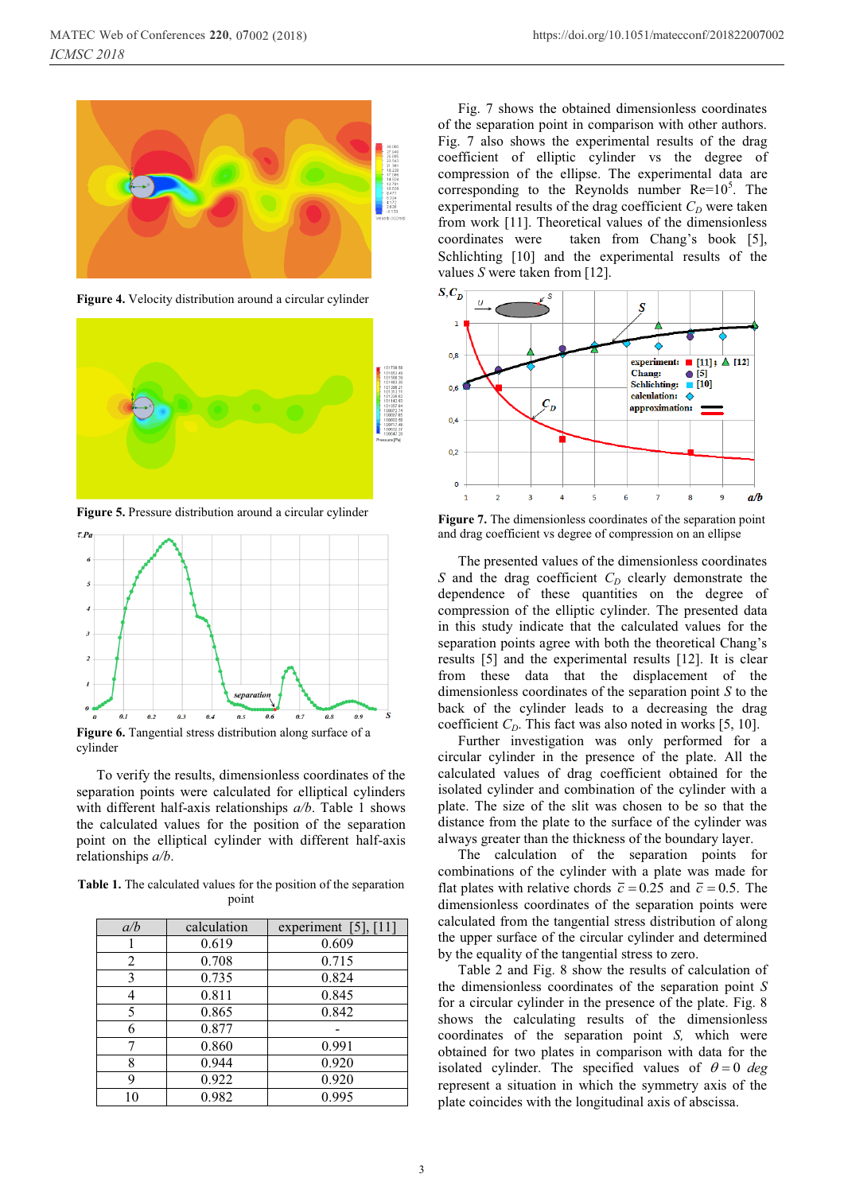Figure 4. Velocity distribution around a circular cylinder

Figure 5. Pressure distribution around a circular cylinder

Figure 6. Tangential stress distribution along surface of a cylinder

To verify the results, dimensionless coordinates of the separation points were calculated for elliptical cylinders with different half-axis relationships $a/b$. Table 1 shows the calculated values for the position of the separation point on the elliptical cylinder with different half-axis relationships $a/b$.

**Table 1.** The calculated values for the position of the separation point

| $a/b$ | calculation | experiment [5], [11] |
|---|---|---|
| 1 | 0.619 | 0.609 |
| 2 | 0.708 | 0.715 |
| 3 | 0.735 | 0.824 |
| 4 | 0.811 | 0.845 |
| 5 | 0.865 | 0.842 |
| 6 | 0.877 | - |
| 7 | 0.860 | 0.991 |
| 8 | 0.944 | 0.920 |
| 9 | 0.922 | 0.920 |
| 10 | 0.982 | 0.995 |

Fig. 7 shows the obtained dimensionless coordinates of the separation point in comparison with other authors. Fig. 7 also shows the experimental results of the drag coefficient of elliptic cylinder vs the degree of compression of the ellipse. The experimental data are corresponding to the Reynolds number $Re=10^5$. The experimental results of the drag coefficient $C_D$ were taken from work [11]. Theoretical values of the dimensionless coordinates were taken from Chang's book [5], Schlichting [10] and the experimental results of the values $S$ were taken from [12].

Figure 7. The dimensionless coordinates of the separation point and drag coefficient vs degree of compression on an ellipse

The presented values of the dimensionless coordinates $S$ and the drag coefficient $C_D$ clearly demonstrate the dependence of these quantities on the degree of compression of the elliptic cylinder. The presented data in this study indicate that the calculated values for the separation points agree with both the theoretical Chang's results [5] and the experimental results [12]. It is clear from these data that the displacement of the dimensionless coordinates of the separation point $S$ to the back of the cylinder leads to a decreasing the drag coefficient $C_D$. This fact was also noted in works [5, 10].

Further investigation was only performed for a circular cylinder in the presence of the plate. All the calculated values of drag coefficient obtained for the isolated cylinder and combination of the cylinder with a plate. The size of the slit was chosen to be so that the distance from the plate to the surface of the cylinder was always greater than the thickness of the boundary layer.

The calculation of the separation points for combinations of the cylinder with a plate was made for flat plates with relative chords $\bar{c}=0.25$ and $\bar{c}=0.5$. The dimensionless coordinates of the separation points were calculated from the tangential stress distribution of along the upper surface of the circular cylinder and determined by the equality of the tangential stress to zero.

Table 2 and Fig. 8 show the results of calculation of the dimensionless coordinates of the separation point $S$ for a circular cylinder in the presence of the plate. Fig. 8 shows the calculating results of the dimensionless coordinates of the separation point $S$, which were obtained for two plates in comparison with data for the isolated cylinder. The specified values of $\theta = 0$ *deg* represent a situation in which the symmetry axis of the plate coincides with the longitudinal axis of abscissa.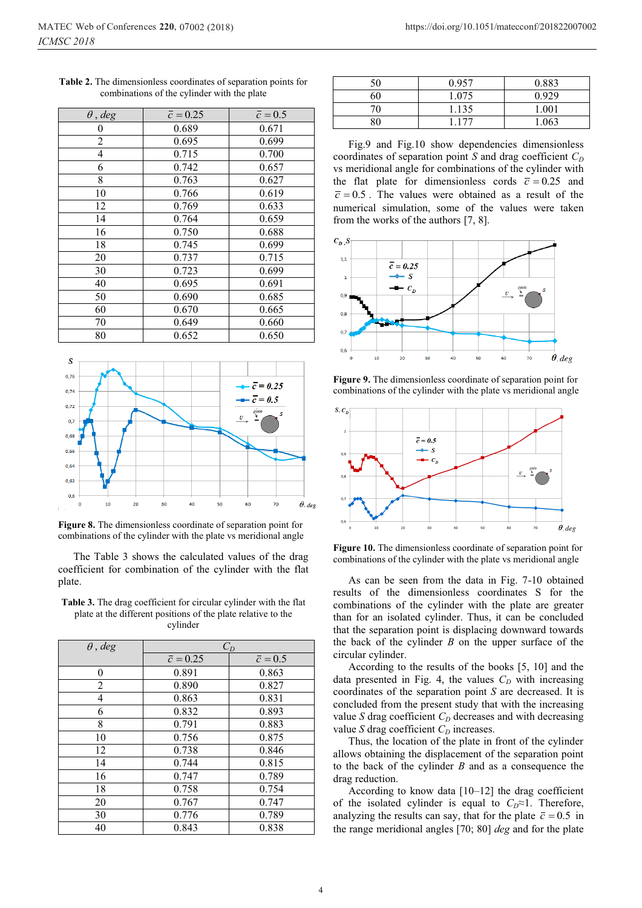**Table 2.** The dimensionless coordinates of separation points for combinations of the cylinder with the plate

| $\theta$, deg | $\bar{c} = 0.25$ | $\bar{c} = 0.5$ |
|---|---|---|
| 0 | 0.689 | 0.671 |
| 2 | 0.695 | 0.699 |
| 4 | 0.715 | 0.700 |
| 6 | 0.742 | 0.657 |
| 8 | 0.763 | 0.627 |
| 10 | 0.766 | 0.619 |
| 12 | 0.769 | 0.633 |
| 14 | 0.764 | 0.659 |
| 16 | 0.750 | 0.688 |
| 18 | 0.745 | 0.699 |
| 20 | 0.737 | 0.715 |
| 30 | 0.723 | 0.699 |
| 40 | 0.695 | 0.691 |
| 50 | 0.690 | 0.685 |
| 60 | 0.670 | 0.665 |
| 70 | 0.649 | 0.660 |
| 80 | 0.652 | 0.650 |

**Figure 8.** The dimensionless coordinate of separation point for combinations of the cylinder with the plate vs meridional angle

The Table 3 shows the calculated values of the drag coefficient for combination of the cylinder with the flat plate.

**Table 3.** The drag coefficient for circular cylinder with the flat plate at the different positions of the plate relative to the cylinder

| $\theta$, deg | $C_D$ | |
|---|---|---|
| | $\bar{c} = 0.25$ | $\bar{c} = 0.5$ |
| 0 | 0.891 | 0.863 |
| 2 | 0.890 | 0.827 |
| 4 | 0.863 | 0.831 |
| 6 | 0.832 | 0.893 |
| 8 | 0.791 | 0.883 |
| 10 | 0.756 | 0.875 |
| 12 | 0.738 | 0.846 |
| 14 | 0.744 | 0.815 |
| 16 | 0.747 | 0.789 |
| 18 | 0.758 | 0.754 |
| 20 | 0.767 | 0.747 |
| 30 | 0.776 | 0.789 |
| 40 | 0.843 | 0.838 |
| 50 | 0.957 | 0.883 |
| 60 | 1.075 | 0.929 |
| 70 | 1.135 | 1.001 |
| 80 | 1.177 | 1.063 |

Fig.9 and Fig.10 show dependencies dimensionless coordinates of separation point $S$ and drag coefficient $C_D$ vs meridional angle for combinations of the cylinder with the flat plate for dimensionless cords $\bar{c} = 0.25$ and $\bar{c} = 0.5$. The values were obtained as a result of the numerical simulation, some of the values were taken from the works of the authors [7, 8].

**Figure 9.** The dimensionless coordinate of separation point for combinations of the cylinder with the plate vs meridional angle

**Figure 10.** The dimensionless coordinate of separation point for combinations of the cylinder with the plate vs meridional angle

As can be seen from the data in Fig. 7-10 obtained results of the dimensionless coordinates S for the combinations of the cylinder with the plate are greater than for an isolated cylinder. Thus, it can be concluded that the separation point is displacing downward towards the back of the cylinder *B* on the upper surface of the circular cylinder.

According to the results of the books [5, 10] and the data presented in Fig. 4, the values $C_D$ with increasing coordinates of the separation point *S* are decreased. It is concluded from the present study that with the increasing value *S* drag coefficient $C_D$ decreases and with decreasing value *S* drag coefficient $C_D$ increases.

Thus, the location of the plate in front of the cylinder allows obtaining the displacement of the separation point to the back of the cylinder *B* and as a consequence the drag reduction.

According to know data [10–12] the drag coefficient of the isolated cylinder is equal to $C_D \approx 1$. Therefore, analyzing the results can say, that for the plate $\bar{c} = 0.5$ in the range meridional angles [70; 80] *deg* and for the plate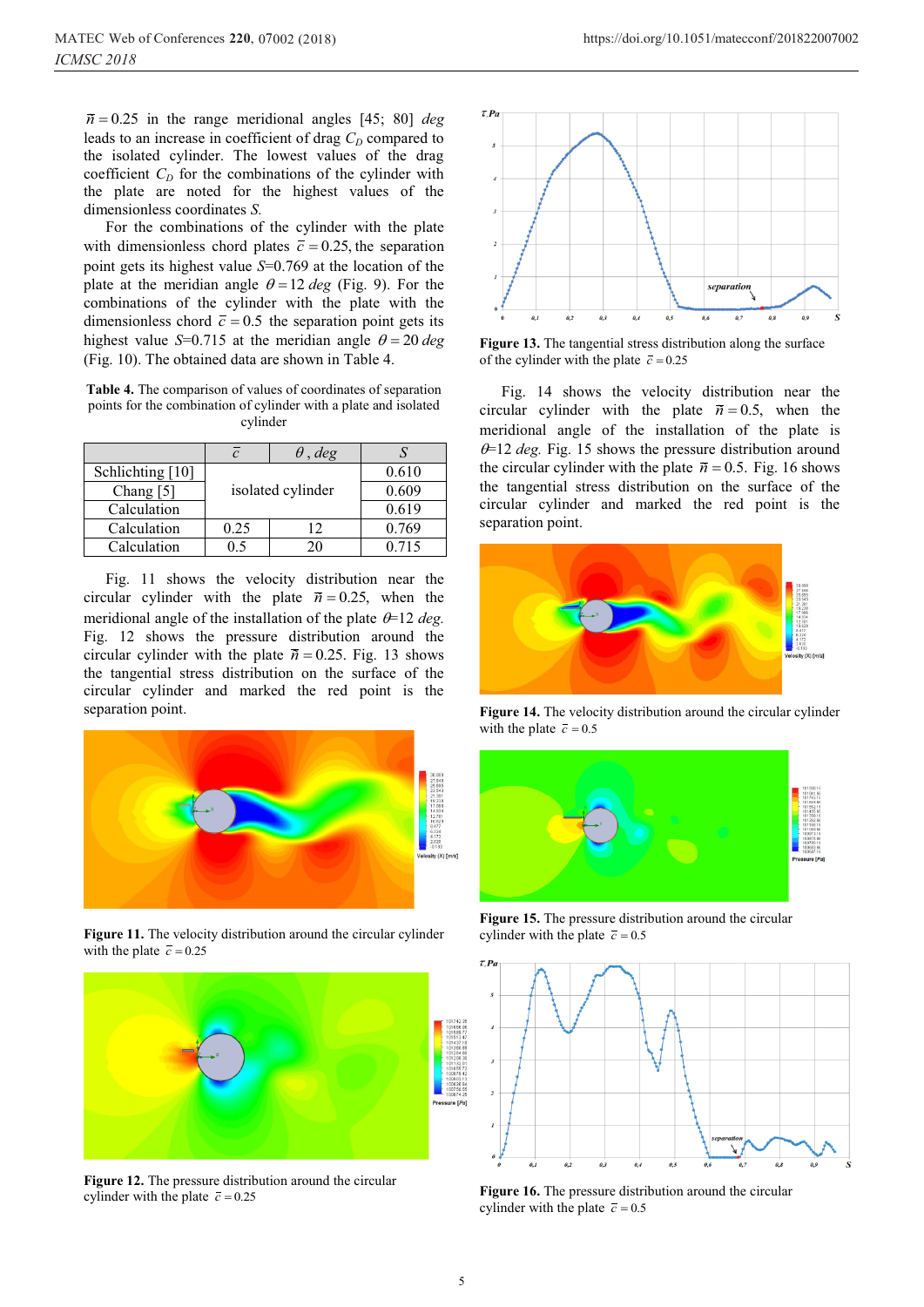$\bar{n} = 0.25$ in the range meridional angles [45; 80] *deg* leads to an increase in coefficient of drag $C_D$ compared to the isolated cylinder. The lowest values of the drag coefficient $C_D$ for the combinations of the cylinder with the plate are noted for the highest values of the dimensionless coordinates *S*.

For the combinations of the cylinder with the plate with dimensionless chord plates $\bar{c} = 0.25$, the separation point gets its highest value *S*=0.769 at the location of the plate at the meridian angle $\theta = 12$ *deg* (Fig. 9). For the combinations of the cylinder with the plate with the dimensionless chord $\bar{c} = 0.5$ the separation point gets its highest value *S*=0.715 at the meridian angle $\theta = 20$ *deg* (Fig. 10). The obtained data are shown in Table 4.

**Table 4.** The comparison of values of coordinates of separation points for the combination of cylinder with a plate and isolated cylinder

| | $\bar{c}$ | $\theta$, *deg* | *S* |
|---|---|---|---|
| Schlichting [10] | isolated cylinder | | 0.610 |
| Chang [5] | | | 0.609 |
| Calculation | | | 0.619 |
| Calculation | 0.25 | 12 | 0.769 |
| Calculation | 0.5 | 20 | 0.715 |

Fig. 11 shows the velocity distribution near the circular cylinder with the plate $\bar{n} = 0.25$, when the meridional angle of the installation of the plate $\theta$=12 *deg*. Fig. 12 shows the pressure distribution around the circular cylinder with the plate $\bar{n} = 0.25$. Fig. 13 shows the tangential stress distribution on the surface of the circular cylinder and marked the red point is the separation point.

**Figure 11.** The velocity distribution around the circular cylinder with the plate $\bar{c} = 0.25$

**Figure 12.** The pressure distribution around the circular cylinder with the plate $\bar{c} = 0.25$

**Figure 13.** The tangential stress distribution along the surface of the cylinder with the plate $\bar{c} = 0.25$

Fig. 14 shows the velocity distribution near the circular cylinder with the plate $\bar{n} = 0.5$, when the meridional angle of the installation of the plate is $\theta$=12 *deg*. Fig. 15 shows the pressure distribution around the circular cylinder with the plate $\bar{n} = 0.5$. Fig. 16 shows the tangential stress distribution on the surface of the circular cylinder and marked the red point is the separation point.

**Figure 14.** The velocity distribution around the circular cylinder with the plate $\bar{c} = 0.5$

**Figure 15.** The pressure distribution around the circular cylinder with the plate $\bar{c} = 0.5$

**Figure 16.** The pressure distribution around the circular cylinder with the plate $\bar{c} = 0.5$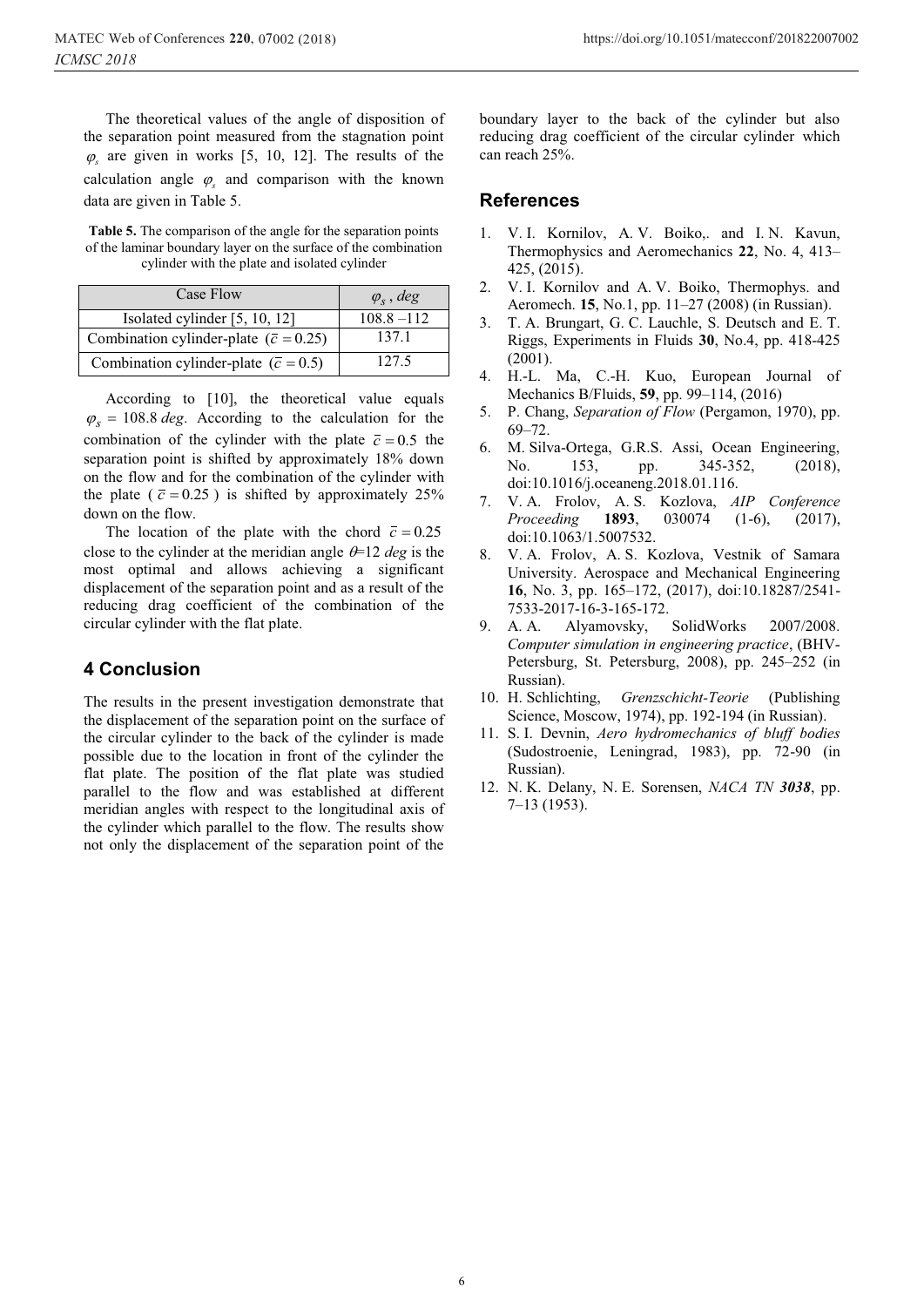The theoretical values of the angle of disposition of the separation point measured from the stagnation point $\varphi_s$ are given in works [5, 10, 12]. The results of the calculation angle $\varphi_s$ and comparison with the known data are given in Table 5.

**Table 5.** The comparison of the angle for the separation points of the laminar boundary layer on the surface of the combination cylinder with the plate and isolated cylinder

| Case Flow | $\varphi_s$ , *deg* |
|---|---|
| Isolated cylinder [5, 10, 12] | 108.8 –112 |
| Combination cylinder-plate ($\bar{c} = 0.25$) | 137.1 |
| Combination cylinder-plate ($\bar{c} = 0.5$) | 127.5 |

According to [10], the theoretical value equals $\varphi_s = 108.8$ *deg*. According to the calculation for the combination of the cylinder with the plate $\bar{c} = 0.5$ the separation point is shifted by approximately 18% down on the flow and for the combination of the cylinder with the plate ( $\bar{c} = 0.25$ ) is shifted by approximately 25% down on the flow.

The location of the plate with the chord $\bar{c} = 0.25$ close to the cylinder at the meridian angle $\theta$=12 *deg* is the most optimal and allows achieving a significant displacement of the separation point and as a result of the reducing drag coefficient of the combination of the circular cylinder with the flat plate.

## 4 Conclusion

The results in the present investigation demonstrate that the displacement of the separation point on the surface of the circular cylinder to the back of the cylinder is made possible due to the location in front of the cylinder the flat plate. The position of the flat plate was studied parallel to the flow and was established at different meridian angles with respect to the longitudinal axis of the cylinder which parallel to the flow. The results show not only the displacement of the separation point of the boundary layer to the back of the cylinder but also reducing drag coefficient of the circular cylinder which can reach 25%.

## References

1. V. I. Kornilov, A. V. Boiko,. and I. N. Kavun, Thermophysics and Aeromechanics **22**, No. 4, 413–425, (2015).
2. V. I. Kornilov and A. V. Boiko, Thermophys. and Aeromech. **15**, No.1, pp. 11–27 (2008) (in Russian).
3. T. A. Brungart, G. C. Lauchle, S. Deutsch and E. T. Riggs, Experiments in Fluids **30**, No.4, pp. 418-425 (2001).
4. H.-L. Ma, C.-H. Kuo, European Journal of Mechanics B/Fluids, **59**, pp. 99–114, (2016)
5. P. Chang, *Separation of Flow* (Pergamon, 1970), pp. 69–72.
6. M. Silva-Ortega, G.R.S. Assi, Ocean Engineering, No. 153, pp. 345-352, (2018), doi:10.1016/j.oceaneng.2018.01.116.
7. V. A. Frolov, A. S. Kozlova, *AIP Conference Proceeding* **1893**, 030074 (1-6), (2017), doi:10.1063/1.5007532.
8. V. A. Frolov, A. S. Kozlova, Vestnik of Samara University. Aerospace and Mechanical Engineering **16**, No. 3, pp. 165–172, (2017), doi:10.18287/2541-7533-2017-16-3-165-172.
9. A. A. Alyamovsky, SolidWorks 2007/2008. *Computer simulation in engineering practice*, (BHV-Petersburg, St. Petersburg, 2008), pp. 245–252 (in Russian).
10. H. Schlichting, *Grenzschicht-Teorie* (Publishing Science, Moscow, 1974), pp. 192-194 (in Russian).
11. S. I. Devnin, *Aero hydromechanics of bluff bodies* (Sudostroenie, Leningrad, 1983), pp. 72-90 (in Russian).
12. N. K. Delany, N. E. Sorensen, *NACA TN* ***3038***, pp. 7–13 (1953).